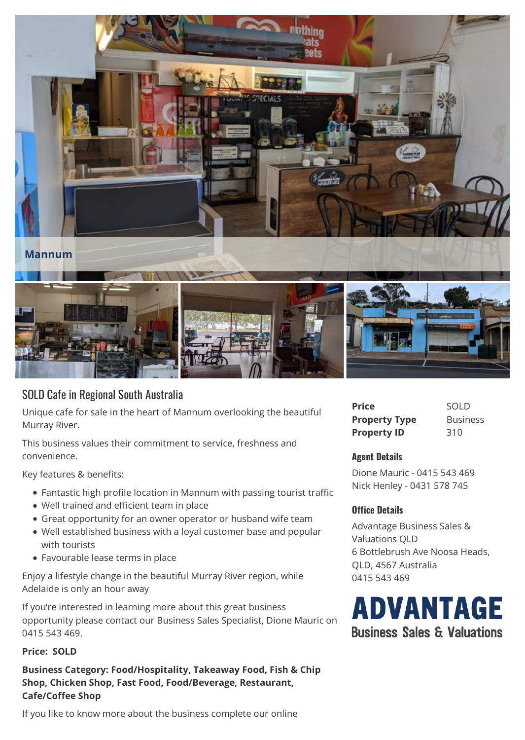Mannum

# SOLD Cafe in Regional South Australia

Unique cafe for sale in the heart of Mannum overlooking the beautiful Murray River.

This business values their commitment to service, freshness and convenience.

Key features & benefits:

- Fantastic high profile location in Mannum with passing tourist traffic
- Well trained and efficient team in place
- Great opportunity for an owner operator or husband wife team
- Well established business with a loyal customer base and popular with tourists
- Favourable lease terms in place

Enjoy a lifestyle change in the beautiful Murray River region, while Adelaide is only an hour away

If you're interested in learning more about this great business opportunity please contact our Business Sales Specialist, Dione Mauric on 0415 543 469.

**Price: SOLD**

**Business Category: Food/Hospitality, Takeaway Food, Fish & Chip Shop, Chicken Shop, Fast Food, Food/Beverage, Restaurant, Cafe/Coffee Shop**

If you like to know more about the business complete our online

| | |
|---|---|
| **Price** | SOLD |
| **Property Type** | Business |
| **Property ID** | 310 |

### Agent Details

Dione Mauric - 0415 543 469
Nick Henley - 0431 578 745

### Office Details

Advantage Business Sales & Valuations QLD
6 Bottlebrush Ave Noosa Heads, QLD, 4567 Australia
0415 543 469

**ADVANTAGE**
Business Sales & Valuations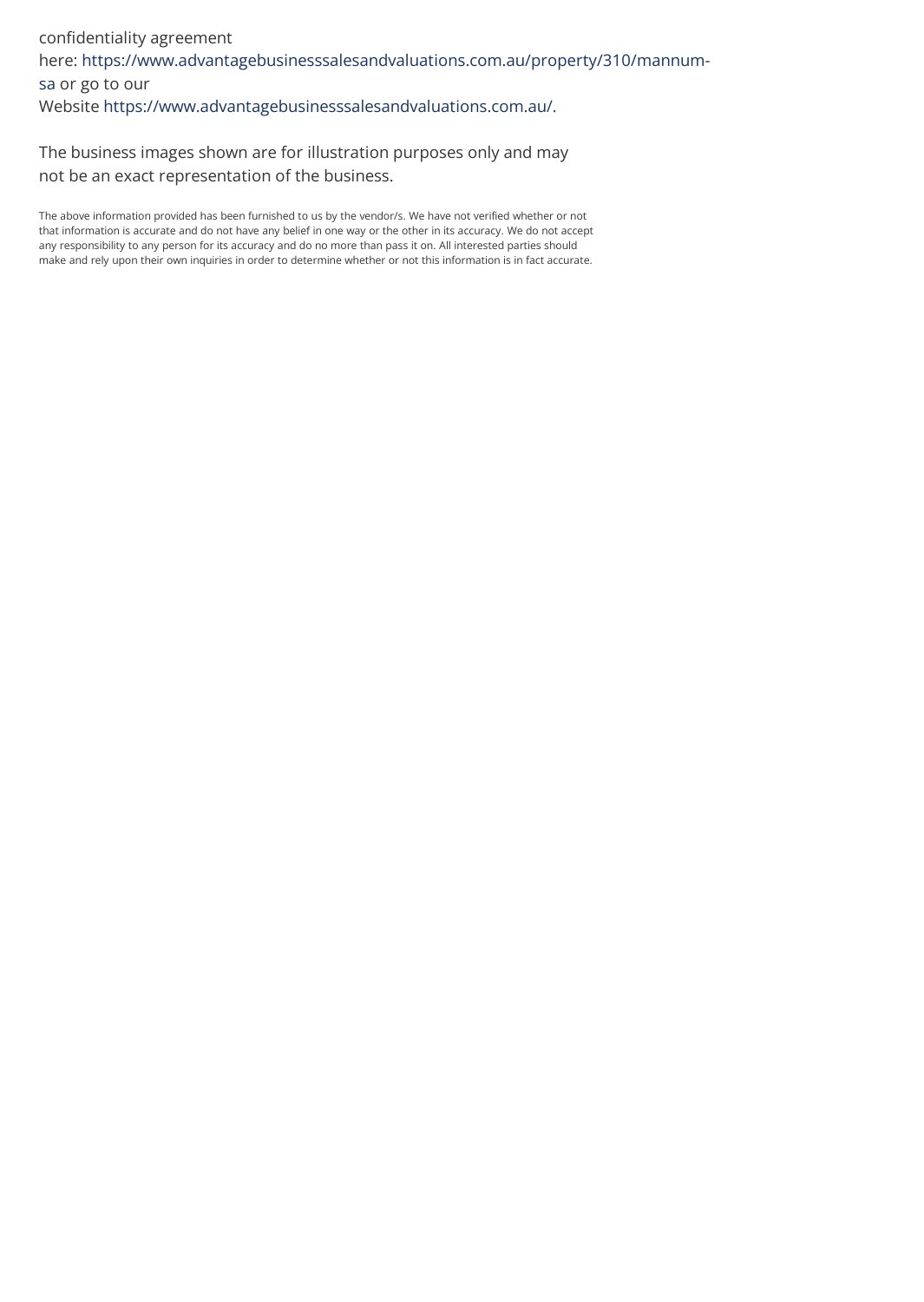confidentiality agreement here: https://www.advantagebusinesssalesandvaluations.com.au/property/310/mannum-sa or go to our Website https://www.advantagebusinesssalesandvaluations.com.au/.

The business images shown are for illustration purposes only and may not be an exact representation of the business.

The above information provided has been furnished to us by the vendor/s. We have not verified whether or not that information is accurate and do not have any belief in one way or the other in its accuracy. We do not accept any responsibility to any person for its accuracy and do no more than pass it on. All interested parties should make and rely upon their own inquiries in order to determine whether or not this information is in fact accurate.